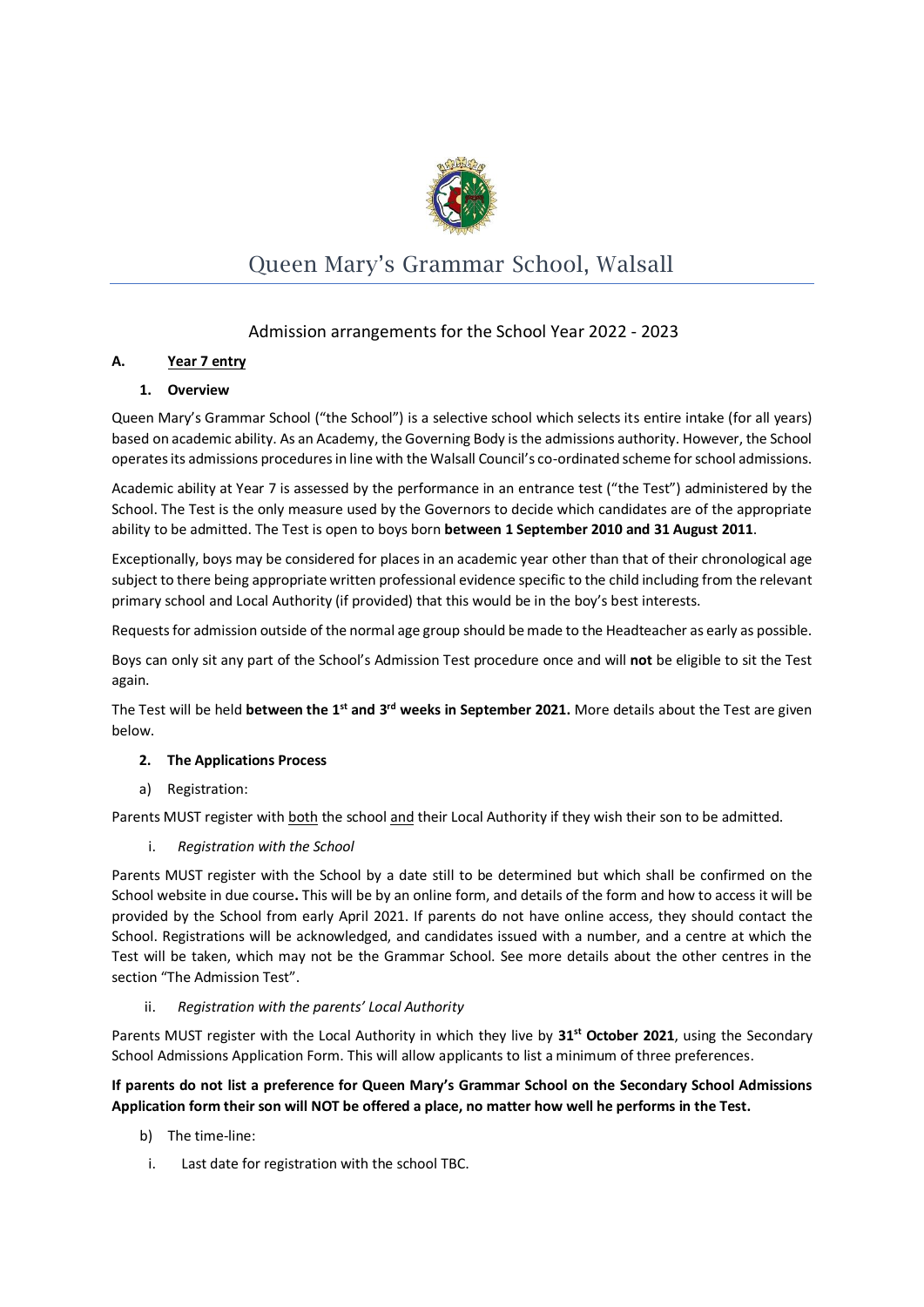# Queen Mary's Grammar School, Walsall

## Admission arrangements for the School Year 2022 - 2023

### A. Year 7 entry

#### 1. Overview

Queen Mary's Grammar School ("the School") is a selective school which selects its entire intake (for all years) based on academic ability. As an Academy, the Governing Body is the admissions authority. However, the School operates its admissions procedures in line with the Walsall Council's co-ordinated scheme for school admissions.

Academic ability at Year 7 is assessed by the performance in an entrance test ("the Test") administered by the School. The Test is the only measure used by the Governors to decide which candidates are of the appropriate ability to be admitted. The Test is open to boys born **between 1 September 2010 and 31 August 2011**.

Exceptionally, boys may be considered for places in an academic year other than that of their chronological age subject to there being appropriate written professional evidence specific to the child including from the relevant primary school and Local Authority (if provided) that this would be in the boy's best interests.

Requests for admission outside of the normal age group should be made to the Headteacher as early as possible.

Boys can only sit any part of the School's Admission Test procedure once and will **not** be eligible to sit the Test again.

The Test will be held **between the 1st and 3rd weeks in September 2021.** More details about the Test are given below.

#### 2. The Applications Process

a) Registration:

Parents MUST register with both the school and their Local Authority if they wish their son to be admitted.

i. *Registration with the School*

Parents MUST register with the School by a date still to be determined but which shall be confirmed on the School website in due course**.** This will be by an online form, and details of the form and how to access it will be provided by the School from early April 2021. If parents do not have online access, they should contact the School. Registrations will be acknowledged, and candidates issued with a number, and a centre at which the Test will be taken, which may not be the Grammar School. See more details about the other centres in the section "The Admission Test".

ii. *Registration with the parents' Local Authority*

Parents MUST register with the Local Authority in which they live by **31st October 2021**, using the Secondary School Admissions Application Form. This will allow applicants to list a minimum of three preferences.

**If parents do not list a preference for Queen Mary's Grammar School on the Secondary School Admissions Application form their son will NOT be offered a place, no matter how well he performs in the Test.**

b) The time-line:

i. Last date for registration with the school TBC.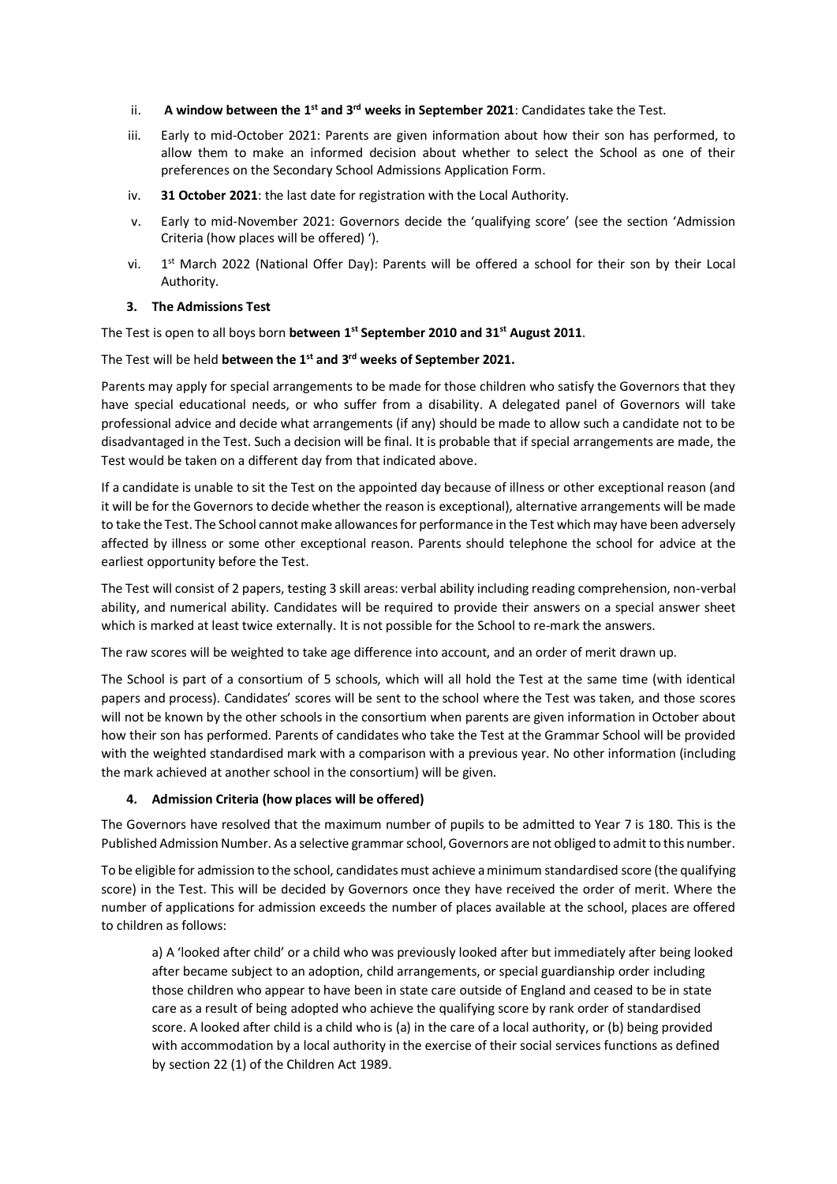ii. **A window between the 1st and 3rd weeks in September 2021**: Candidates take the Test.

iii. Early to mid-October 2021: Parents are given information about how their son has performed, to allow them to make an informed decision about whether to select the School as one of their preferences on the Secondary School Admissions Application Form.

iv. **31 October 2021**: the last date for registration with the Local Authority.

v. Early to mid-November 2021: Governors decide the 'qualifying score' (see the section 'Admission Criteria (how places will be offered) ').

vi. 1st March 2022 (National Offer Day): Parents will be offered a school for their son by their Local Authority.

### 3. The Admissions Test

The Test is open to all boys born **between 1st September 2010 and 31st August 2011**.

The Test will be held **between the 1st and 3rd weeks of September 2021.**

Parents may apply for special arrangements to be made for those children who satisfy the Governors that they have special educational needs, or who suffer from a disability. A delegated panel of Governors will take professional advice and decide what arrangements (if any) should be made to allow such a candidate not to be disadvantaged in the Test. Such a decision will be final. It is probable that if special arrangements are made, the Test would be taken on a different day from that indicated above.

If a candidate is unable to sit the Test on the appointed day because of illness or other exceptional reason (and it will be for the Governors to decide whether the reason is exceptional), alternative arrangements will be made to take the Test. The School cannot make allowances for performance in the Test which may have been adversely affected by illness or some other exceptional reason. Parents should telephone the school for advice at the earliest opportunity before the Test.

The Test will consist of 2 papers, testing 3 skill areas: verbal ability including reading comprehension, non-verbal ability, and numerical ability. Candidates will be required to provide their answers on a special answer sheet which is marked at least twice externally. It is not possible for the School to re-mark the answers.

The raw scores will be weighted to take age difference into account, and an order of merit drawn up.

The School is part of a consortium of 5 schools, which will all hold the Test at the same time (with identical papers and process). Candidates' scores will be sent to the school where the Test was taken, and those scores will not be known by the other schools in the consortium when parents are given information in October about how their son has performed. Parents of candidates who take the Test at the Grammar School will be provided with the weighted standardised mark with a comparison with a previous year. No other information (including the mark achieved at another school in the consortium) will be given.

### 4. Admission Criteria (how places will be offered)

The Governors have resolved that the maximum number of pupils to be admitted to Year 7 is 180. This is the Published Admission Number. As a selective grammar school, Governors are not obliged to admit to this number.

To be eligible for admission to the school, candidates must achieve a minimum standardised score (the qualifying score) in the Test. This will be decided by Governors once they have received the order of merit. Where the number of applications for admission exceeds the number of places available at the school, places are offered to children as follows:

a) A 'looked after child' or a child who was previously looked after but immediately after being looked after became subject to an adoption, child arrangements, or special guardianship order including those children who appear to have been in state care outside of England and ceased to be in state care as a result of being adopted who achieve the qualifying score by rank order of standardised score. A looked after child is a child who is (a) in the care of a local authority, or (b) being provided with accommodation by a local authority in the exercise of their social services functions as defined by section 22 (1) of the Children Act 1989.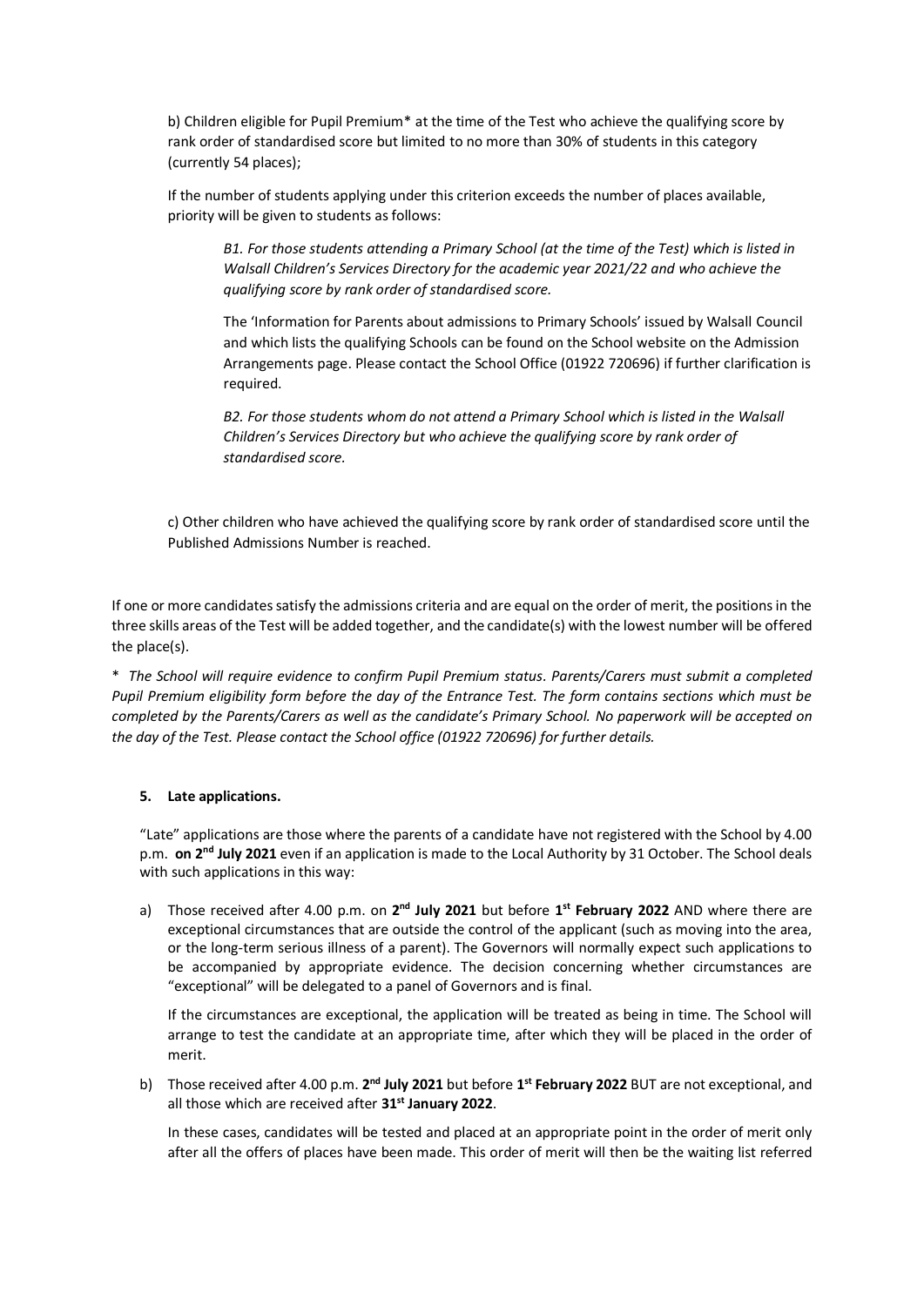b) Children eligible for Pupil Premium* at the time of the Test who achieve the qualifying score by rank order of standardised score but limited to no more than 30% of students in this category (currently 54 places);

If the number of students applying under this criterion exceeds the number of places available, priority will be given to students as follows:

> *B1. For those students attending a Primary School (at the time of the Test) which is listed in Walsall Children's Services Directory for the academic year 2021/22 and who achieve the qualifying score by rank order of standardised score.*
>
> The 'Information for Parents about admissions to Primary Schools' issued by Walsall Council and which lists the qualifying Schools can be found on the School website on the Admission Arrangements page. Please contact the School Office (01922 720696) if further clarification is required.
>
> *B2. For those students whom do not attend a Primary School which is listed in the Walsall Children's Services Directory but who achieve the qualifying score by rank order of standardised score.*

c) Other children who have achieved the qualifying score by rank order of standardised score until the Published Admissions Number is reached.

If one or more candidates satisfy the admissions criteria and are equal on the order of merit, the positions in the three skills areas of the Test will be added together, and the candidate(s) with the lowest number will be offered the place(s).

\* *The School will require evidence to confirm Pupil Premium status. Parents/Carers must submit a completed Pupil Premium eligibility form before the day of the Entrance Test. The form contains sections which must be completed by the Parents/Carers as well as the candidate's Primary School. No paperwork will be accepted on the day of the Test. Please contact the School office (01922 720696) for further details.*

### 5. Late applications.

"Late" applications are those where the parents of a candidate have not registered with the School by 4.00 p.m. **on 2nd July 2021** even if an application is made to the Local Authority by 31 October. The School deals with such applications in this way:

a) Those received after 4.00 p.m. on **2nd July 2021** but before **1st February 2022** AND where there are exceptional circumstances that are outside the control of the applicant (such as moving into the area, or the long-term serious illness of a parent). The Governors will normally expect such applications to be accompanied by appropriate evidence. The decision concerning whether circumstances are "exceptional" will be delegated to a panel of Governors and is final.

   If the circumstances are exceptional, the application will be treated as being in time. The School will arrange to test the candidate at an appropriate time, after which they will be placed in the order of merit.

b) Those received after 4.00 p.m. **2nd July 2021** but before **1st February 2022** BUT are not exceptional, and all those which are received after **31st January 2022**.

   In these cases, candidates will be tested and placed at an appropriate point in the order of merit only after all the offers of places have been made. This order of merit will then be the waiting list referred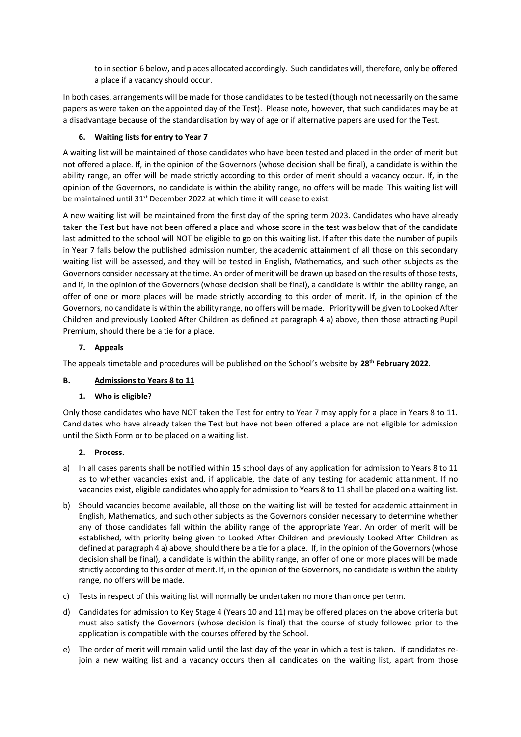to in section 6 below, and places allocated accordingly. Such candidates will, therefore, only be offered a place if a vacancy should occur.

In both cases, arrangements will be made for those candidates to be tested (though not necessarily on the same papers as were taken on the appointed day of the Test). Please note, however, that such candidates may be at a disadvantage because of the standardisation by way of age or if alternative papers are used for the Test.

### 6. Waiting lists for entry to Year 7

A waiting list will be maintained of those candidates who have been tested and placed in the order of merit but not offered a place. If, in the opinion of the Governors (whose decision shall be final), a candidate is within the ability range, an offer will be made strictly according to this order of merit should a vacancy occur. If, in the opinion of the Governors, no candidate is within the ability range, no offers will be made. This waiting list will be maintained until 31st December 2022 at which time it will cease to exist.

A new waiting list will be maintained from the first day of the spring term 2023. Candidates who have already taken the Test but have not been offered a place and whose score in the test was below that of the candidate last admitted to the school will NOT be eligible to go on this waiting list. If after this date the number of pupils in Year 7 falls below the published admission number, the academic attainment of all those on this secondary waiting list will be assessed, and they will be tested in English, Mathematics, and such other subjects as the Governors consider necessary at the time. An order of merit will be drawn up based on the results of those tests, and if, in the opinion of the Governors (whose decision shall be final), a candidate is within the ability range, an offer of one or more places will be made strictly according to this order of merit. If, in the opinion of the Governors, no candidate is within the ability range, no offers will be made. Priority will be given to Looked After Children and previously Looked After Children as defined at paragraph 4 a) above, then those attracting Pupil Premium, should there be a tie for a place.

### 7. Appeals

The appeals timetable and procedures will be published on the School's website by **28th February 2022**.

## B. Admissions to Years 8 to 11

### 1. Who is eligible?

Only those candidates who have NOT taken the Test for entry to Year 7 may apply for a place in Years 8 to 11. Candidates who have already taken the Test but have not been offered a place are not eligible for admission until the Sixth Form or to be placed on a waiting list.

### 2. Process.

a) In all cases parents shall be notified within 15 school days of any application for admission to Years 8 to 11 as to whether vacancies exist and, if applicable, the date of any testing for academic attainment. If no vacancies exist, eligible candidates who apply for admission to Years 8 to 11 shall be placed on a waiting list.

b) Should vacancies become available, all those on the waiting list will be tested for academic attainment in English, Mathematics, and such other subjects as the Governors consider necessary to determine whether any of those candidates fall within the ability range of the appropriate Year. An order of merit will be established, with priority being given to Looked After Children and previously Looked After Children as defined at paragraph 4 a) above, should there be a tie for a place. If, in the opinion of the Governors (whose decision shall be final), a candidate is within the ability range, an offer of one or more places will be made strictly according to this order of merit. If, in the opinion of the Governors, no candidate is within the ability range, no offers will be made.

c) Tests in respect of this waiting list will normally be undertaken no more than once per term.

d) Candidates for admission to Key Stage 4 (Years 10 and 11) may be offered places on the above criteria but must also satisfy the Governors (whose decision is final) that the course of study followed prior to the application is compatible with the courses offered by the School.

e) The order of merit will remain valid until the last day of the year in which a test is taken. If candidates re-join a new waiting list and a vacancy occurs then all candidates on the waiting list, apart from those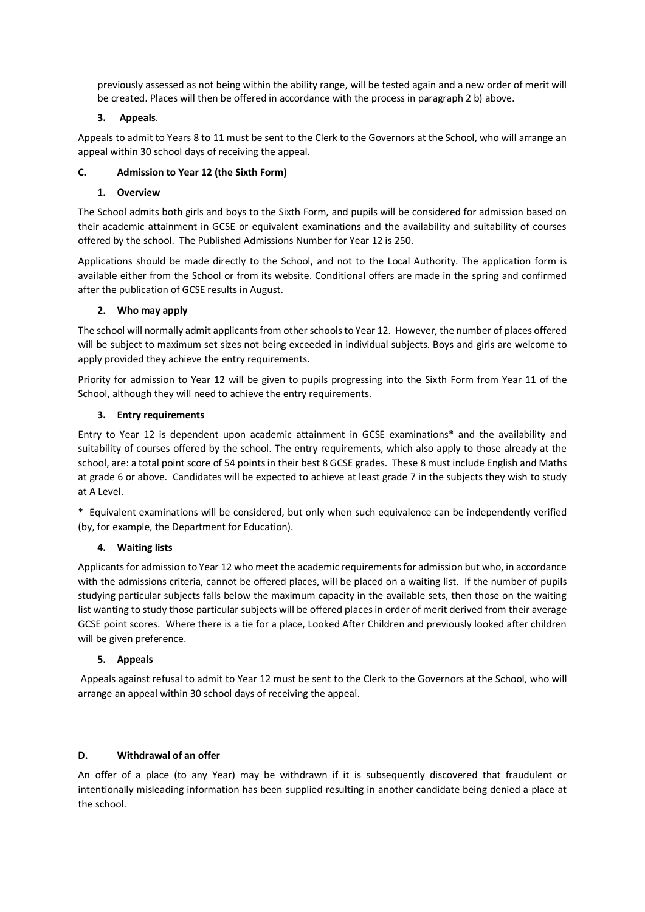previously assessed as not being within the ability range, will be tested again and a new order of merit will be created. Places will then be offered in accordance with the process in paragraph 2 b) above.

### 3. Appeals.

Appeals to admit to Years 8 to 11 must be sent to the Clerk to the Governors at the School, who will arrange an appeal within 30 school days of receiving the appeal.

## C. Admission to Year 12 (the Sixth Form)

### 1. Overview

The School admits both girls and boys to the Sixth Form, and pupils will be considered for admission based on their academic attainment in GCSE or equivalent examinations and the availability and suitability of courses offered by the school. The Published Admissions Number for Year 12 is 250.

Applications should be made directly to the School, and not to the Local Authority. The application form is available either from the School or from its website. Conditional offers are made in the spring and confirmed after the publication of GCSE results in August.

### 2. Who may apply

The school will normally admit applicants from other schools to Year 12. However, the number of places offered will be subject to maximum set sizes not being exceeded in individual subjects. Boys and girls are welcome to apply provided they achieve the entry requirements.

Priority for admission to Year 12 will be given to pupils progressing into the Sixth Form from Year 11 of the School, although they will need to achieve the entry requirements.

### 3. Entry requirements

Entry to Year 12 is dependent upon academic attainment in GCSE examinations* and the availability and suitability of courses offered by the school. The entry requirements, which also apply to those already at the school, are: a total point score of 54 points in their best 8 GCSE grades. These 8 must include English and Maths at grade 6 or above. Candidates will be expected to achieve at least grade 7 in the subjects they wish to study at A Level.

* Equivalent examinations will be considered, but only when such equivalence can be independently verified (by, for example, the Department for Education).

### 4. Waiting lists

Applicants for admission to Year 12 who meet the academic requirements for admission but who, in accordance with the admissions criteria, cannot be offered places, will be placed on a waiting list. If the number of pupils studying particular subjects falls below the maximum capacity in the available sets, then those on the waiting list wanting to study those particular subjects will be offered places in order of merit derived from their average GCSE point scores. Where there is a tie for a place, Looked After Children and previously looked after children will be given preference.

### 5. Appeals

Appeals against refusal to admit to Year 12 must be sent to the Clerk to the Governors at the School, who will arrange an appeal within 30 school days of receiving the appeal.

## D. Withdrawal of an offer

An offer of a place (to any Year) may be withdrawn if it is subsequently discovered that fraudulent or intentionally misleading information has been supplied resulting in another candidate being denied a place at the school.